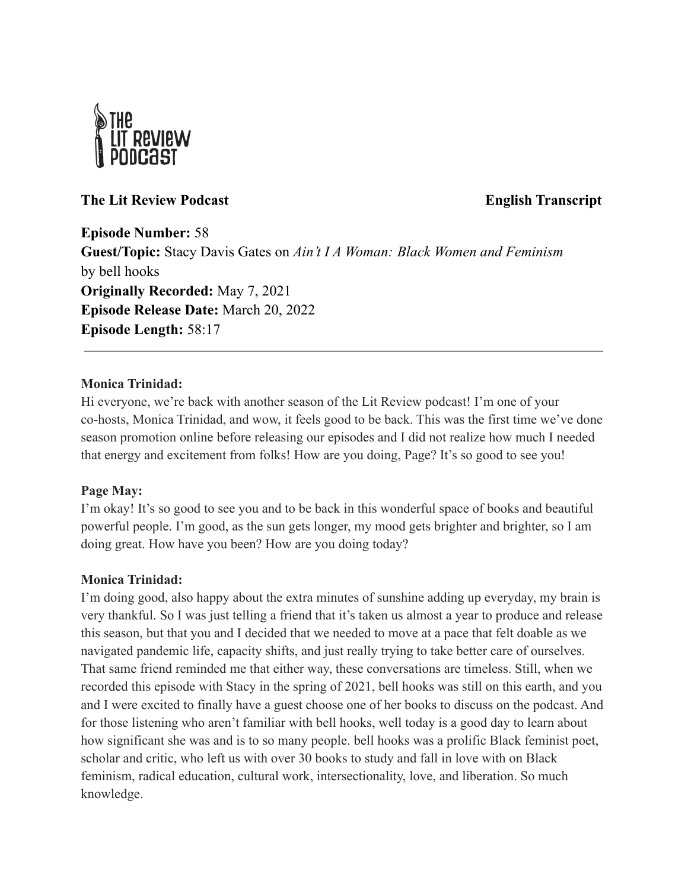**The Lit Review Podcast** **English Transcript**

**Episode Number:** 58
**Guest/Topic:** Stacy Davis Gates on *Ain't I A Woman: Black Women and Feminism* by bell hooks
**Originally Recorded:** May 7, 2021
**Episode Release Date:** March 20, 2022
**Episode Length:** 58:17

---

**Monica Trinidad:**
Hi everyone, we're back with another season of the Lit Review podcast! I'm one of your co-hosts, Monica Trinidad, and wow, it feels good to be back. This was the first time we've done season promotion online before releasing our episodes and I did not realize how much I needed that energy and excitement from folks! How are you doing, Page? It's so good to see you!

**Page May:**
I'm okay! It's so good to see you and to be back in this wonderful space of books and beautiful powerful people. I'm good, as the sun gets longer, my mood gets brighter and brighter, so I am doing great. How have you been? How are you doing today?

**Monica Trinidad:**
I'm doing good, also happy about the extra minutes of sunshine adding up everyday, my brain is very thankful. So I was just telling a friend that it's taken us almost a year to produce and release this season, but that you and I decided that we needed to move at a pace that felt doable as we navigated pandemic life, capacity shifts, and just really trying to take better care of ourselves. That same friend reminded me that either way, these conversations are timeless. Still, when we recorded this episode with Stacy in the spring of 2021, bell hooks was still on this earth, and you and I were excited to finally have a guest choose one of her books to discuss on the podcast. And for those listening who aren't familiar with bell hooks, well today is a good day to learn about how significant she was and is to so many people. bell hooks was a prolific Black feminist poet, scholar and critic, who left us with over 30 books to study and fall in love with on Black feminism, radical education, cultural work, intersectionality, love, and liberation. So much knowledge.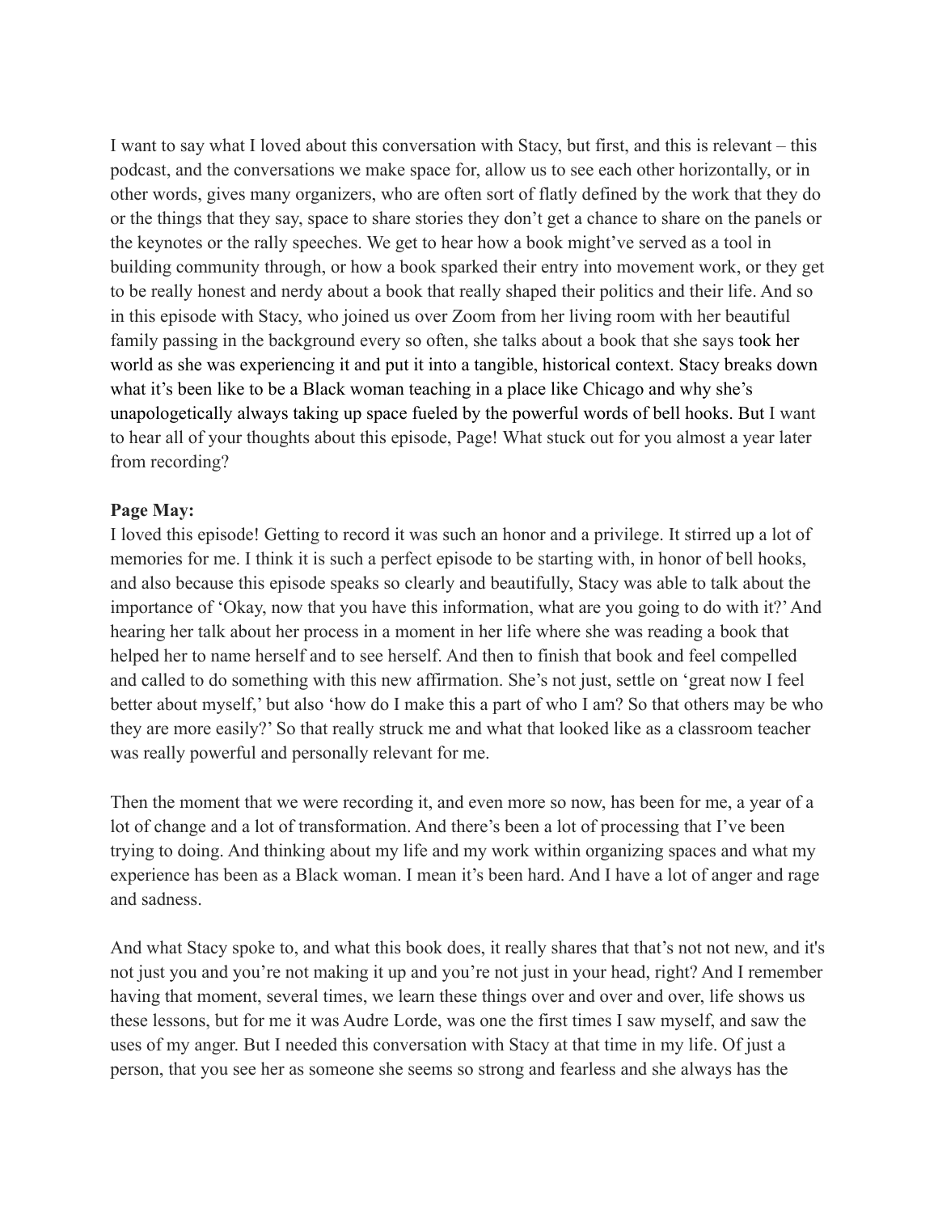I want to say what I loved about this conversation with Stacy, but first, and this is relevant – this podcast, and the conversations we make space for, allow us to see each other horizontally, or in other words, gives many organizers, who are often sort of flatly defined by the work that they do or the things that they say, space to share stories they don't get a chance to share on the panels or the keynotes or the rally speeches. We get to hear how a book might've served as a tool in building community through, or how a book sparked their entry into movement work, or they get to be really honest and nerdy about a book that really shaped their politics and their life. And so in this episode with Stacy, who joined us over Zoom from her living room with her beautiful family passing in the background every so often, she talks about a book that she says took her world as she was experiencing it and put it into a tangible, historical context. Stacy breaks down what it's been like to be a Black woman teaching in a place like Chicago and why she's unapologetically always taking up space fueled by the powerful words of bell hooks. But I want to hear all of your thoughts about this episode, Page! What stuck out for you almost a year later from recording?

**Page May:**
I loved this episode! Getting to record it was such an honor and a privilege. It stirred up a lot of memories for me. I think it is such a perfect episode to be starting with, in honor of bell hooks, and also because this episode speaks so clearly and beautifully, Stacy was able to talk about the importance of 'Okay, now that you have this information, what are you going to do with it?' And hearing her talk about her process in a moment in her life where she was reading a book that helped her to name herself and to see herself. And then to finish that book and feel compelled and called to do something with this new affirmation. She's not just, settle on 'great now I feel better about myself,' but also 'how do I make this a part of who I am? So that others may be who they are more easily?' So that really struck me and what that looked like as a classroom teacher was really powerful and personally relevant for me.

Then the moment that we were recording it, and even more so now, has been for me, a year of a lot of change and a lot of transformation. And there's been a lot of processing that I've been trying to doing. And thinking about my life and my work within organizing spaces and what my experience has been as a Black woman. I mean it's been hard. And I have a lot of anger and rage and sadness.

And what Stacy spoke to, and what this book does, it really shares that that's not not new, and it's not just you and you're not making it up and you're not just in your head, right? And I remember having that moment, several times, we learn these things over and over and over, life shows us these lessons, but for me it was Audre Lorde, was one the first times I saw myself, and saw the uses of my anger. But I needed this conversation with Stacy at that time in my life. Of just a person, that you see her as someone she seems so strong and fearless and she always has the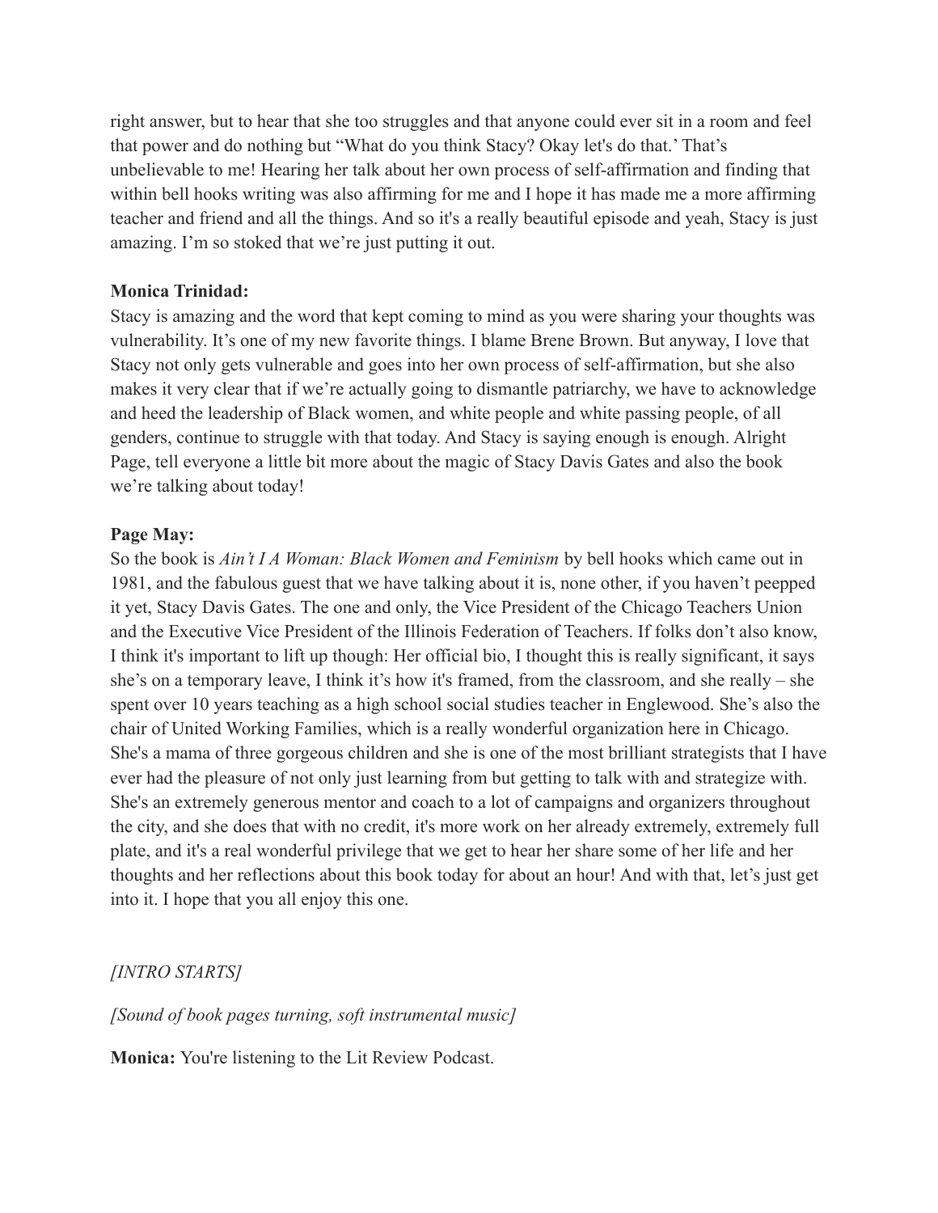right answer, but to hear that she too struggles and that anyone could ever sit in a room and feel that power and do nothing but "What do you think Stacy? Okay let's do that.' That's unbelievable to me! Hearing her talk about her own process of self-affirmation and finding that within bell hooks writing was also affirming for me and I hope it has made me a more affirming teacher and friend and all the things. And so it's a really beautiful episode and yeah, Stacy is just amazing. I'm so stoked that we're just putting it out.

**Monica Trinidad:**
Stacy is amazing and the word that kept coming to mind as you were sharing your thoughts was vulnerability. It's one of my new favorite things. I blame Brene Brown. But anyway, I love that Stacy not only gets vulnerable and goes into her own process of self-affirmation, but she also makes it very clear that if we're actually going to dismantle patriarchy, we have to acknowledge and heed the leadership of Black women, and white people and white passing people, of all genders, continue to struggle with that today. And Stacy is saying enough is enough. Alright Page, tell everyone a little bit more about the magic of Stacy Davis Gates and also the book we're talking about today!

**Page May:**
So the book is *Ain't I A Woman: Black Women and Feminism* by bell hooks which came out in 1981, and the fabulous guest that we have talking about it is, none other, if you haven't peepped it yet, Stacy Davis Gates. The one and only, the Vice President of the Chicago Teachers Union and the Executive Vice President of the Illinois Federation of Teachers. If folks don't also know, I think it's important to lift up though: Her official bio, I thought this is really significant, it says she's on a temporary leave, I think it's how it's framed, from the classroom, and she really – she spent over 10 years teaching as a high school social studies teacher in Englewood. She's also the chair of United Working Families, which is a really wonderful organization here in Chicago. She's a mama of three gorgeous children and she is one of the most brilliant strategists that I have ever had the pleasure of not only just learning from but getting to talk with and strategize with. She's an extremely generous mentor and coach to a lot of campaigns and organizers throughout the city, and she does that with no credit, it's more work on her already extremely, extremely full plate, and it's a real wonderful privilege that we get to hear her share some of her life and her thoughts and her reflections about this book today for about an hour! And with that, let's just get into it. I hope that you all enjoy this one.

*[INTRO STARTS]*

*[Sound of book pages turning, soft instrumental music]*

**Monica:** You're listening to the Lit Review Podcast.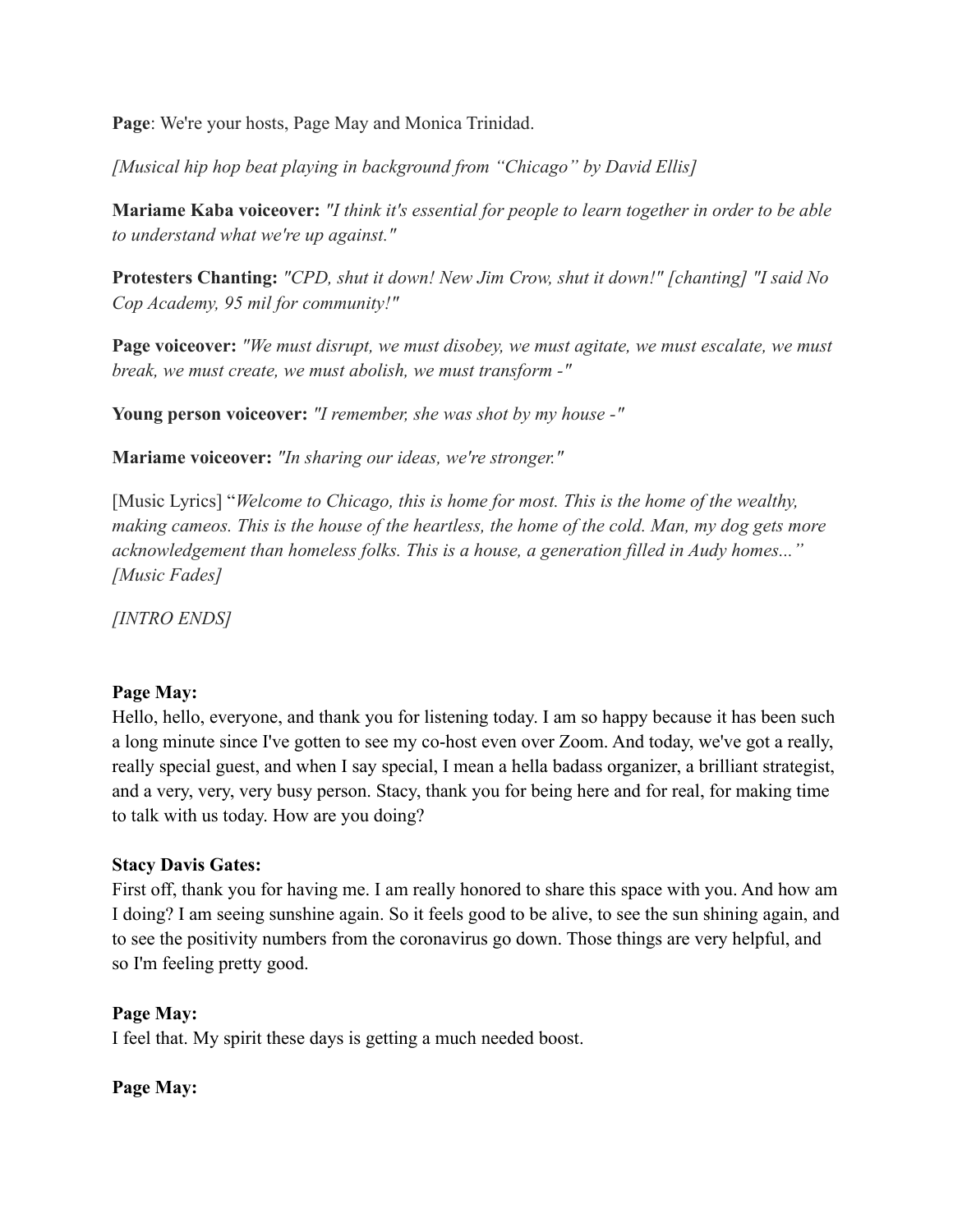**Page**: We're your hosts, Page May and Monica Trinidad.

*[Musical hip hop beat playing in background from "Chicago" by David Ellis]*

**Mariame Kaba voiceover:** *"I think it's essential for people to learn together in order to be able to understand what we're up against."*

**Protesters Chanting:** *"CPD, shut it down! New Jim Crow, shut it down!" [chanting] "I said No Cop Academy, 95 mil for community!"*

**Page voiceover:** *"We must disrupt, we must disobey, we must agitate, we must escalate, we must break, we must create, we must abolish, we must transform -"*

**Young person voiceover:** *"I remember, she was shot by my house -"*

**Mariame voiceover:** *"In sharing our ideas, we're stronger."*

[Music Lyrics] "*Welcome to Chicago, this is home for most. This is the home of the wealthy, making cameos. This is the house of the heartless, the home of the cold. Man, my dog gets more acknowledgement than homeless folks. This is a house, a generation filled in Audy homes..." [Music Fades]*

*[INTRO ENDS]*

**Page May:**
Hello, hello, everyone, and thank you for listening today. I am so happy because it has been such a long minute since I've gotten to see my co-host even over Zoom. And today, we've got a really, really special guest, and when I say special, I mean a hella badass organizer, a brilliant strategist, and a very, very, very busy person. Stacy, thank you for being here and for real, for making time to talk with us today. How are you doing?

**Stacy Davis Gates:**
First off, thank you for having me. I am really honored to share this space with you. And how am I doing? I am seeing sunshine again. So it feels good to be alive, to see the sun shining again, and to see the positivity numbers from the coronavirus go down. Those things are very helpful, and so I'm feeling pretty good.

**Page May:**
I feel that. My spirit these days is getting a much needed boost.

**Page May:**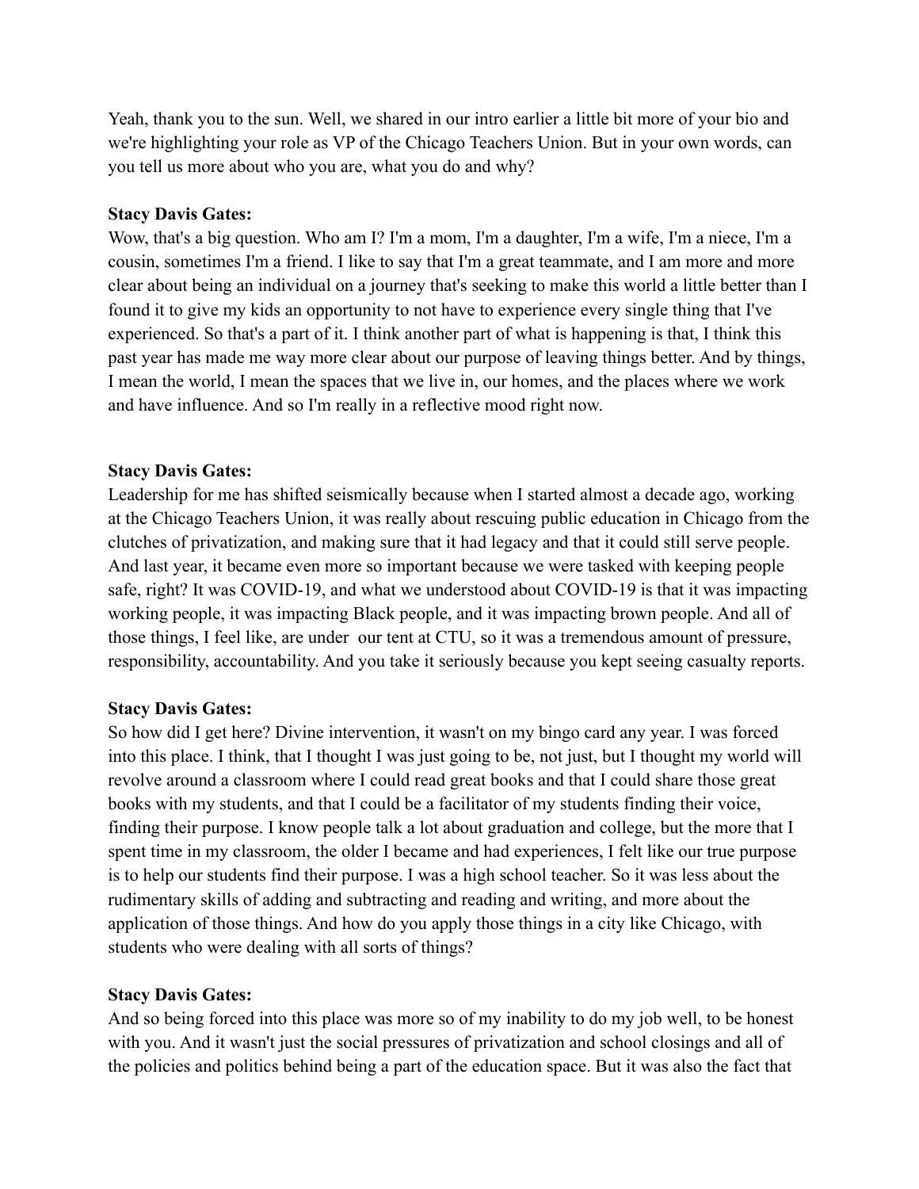Yeah, thank you to the sun. Well, we shared in our intro earlier a little bit more of your bio and we're highlighting your role as VP of the Chicago Teachers Union. But in your own words, can you tell us more about who you are, what you do and why?

**Stacy Davis Gates:**
Wow, that's a big question. Who am I? I'm a mom, I'm a daughter, I'm a wife, I'm a niece, I'm a cousin, sometimes I'm a friend. I like to say that I'm a great teammate, and I am more and more clear about being an individual on a journey that's seeking to make this world a little better than I found it to give my kids an opportunity to not have to experience every single thing that I've experienced. So that's a part of it. I think another part of what is happening is that, I think this past year has made me way more clear about our purpose of leaving things better. And by things, I mean the world, I mean the spaces that we live in, our homes, and the places where we work and have influence. And so I'm really in a reflective mood right now.

**Stacy Davis Gates:**
Leadership for me has shifted seismically because when I started almost a decade ago, working at the Chicago Teachers Union, it was really about rescuing public education in Chicago from the clutches of privatization, and making sure that it had legacy and that it could still serve people. And last year, it became even more so important because we were tasked with keeping people safe, right? It was COVID-19, and what we understood about COVID-19 is that it was impacting working people, it was impacting Black people, and it was impacting brown people. And all of those things, I feel like, are under our tent at CTU, so it was a tremendous amount of pressure, responsibility, accountability. And you take it seriously because you kept seeing casualty reports.

**Stacy Davis Gates:**
So how did I get here? Divine intervention, it wasn't on my bingo card any year. I was forced into this place. I think, that I thought I was just going to be, not just, but I thought my world will revolve around a classroom where I could read great books and that I could share those great books with my students, and that I could be a facilitator of my students finding their voice, finding their purpose. I know people talk a lot about graduation and college, but the more that I spent time in my classroom, the older I became and had experiences, I felt like our true purpose is to help our students find their purpose. I was a high school teacher. So it was less about the rudimentary skills of adding and subtracting and reading and writing, and more about the application of those things. And how do you apply those things in a city like Chicago, with students who were dealing with all sorts of things?

**Stacy Davis Gates:**
And so being forced into this place was more so of my inability to do my job well, to be honest with you. And it wasn't just the social pressures of privatization and school closings and all of the policies and politics behind being a part of the education space. But it was also the fact that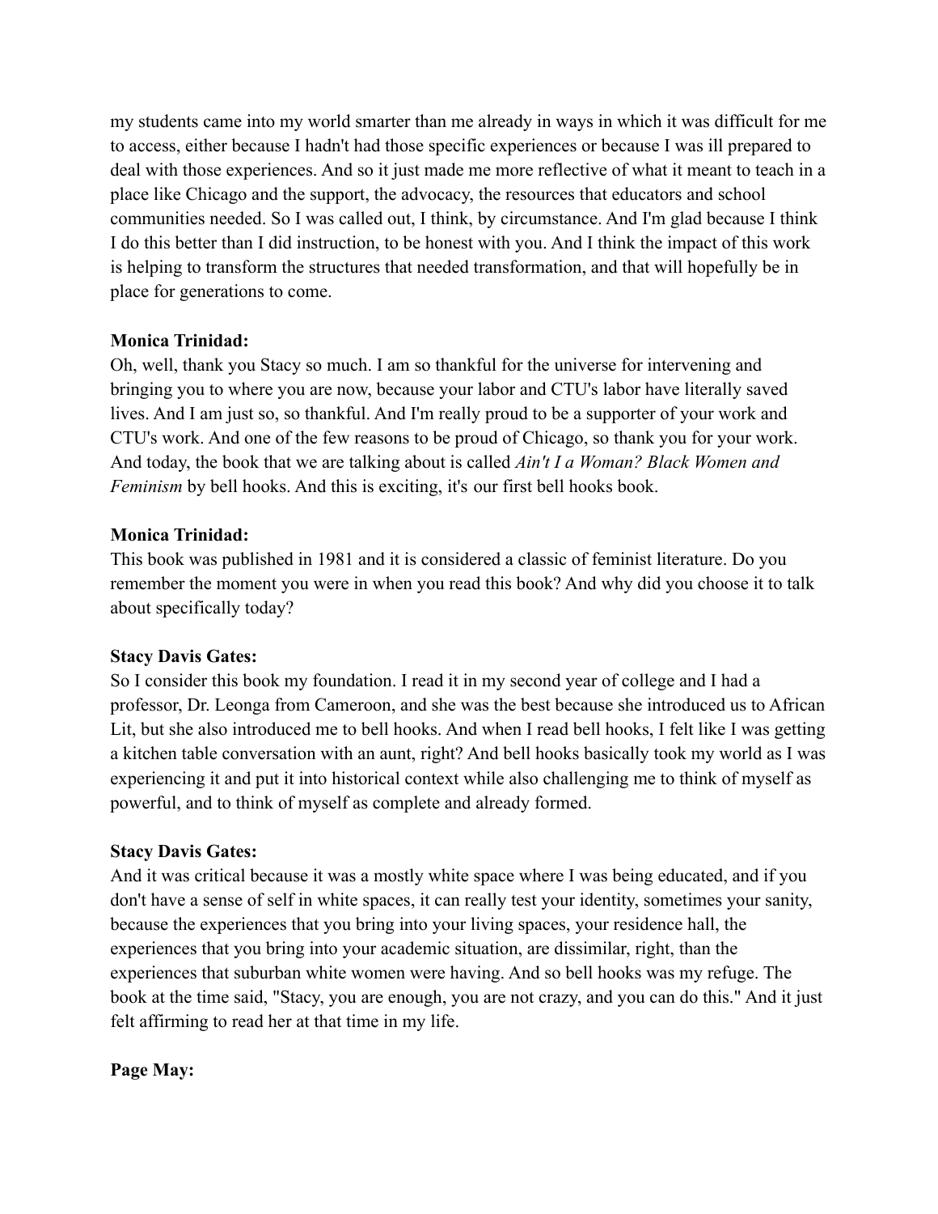my students came into my world smarter than me already in ways in which it was difficult for me to access, either because I hadn't had those specific experiences or because I was ill prepared to deal with those experiences. And so it just made me more reflective of what it meant to teach in a place like Chicago and the support, the advocacy, the resources that educators and school communities needed. So I was called out, I think, by circumstance. And I'm glad because I think I do this better than I did instruction, to be honest with you. And I think the impact of this work is helping to transform the structures that needed transformation, and that will hopefully be in place for generations to come.

**Monica Trinidad:**
Oh, well, thank you Stacy so much. I am so thankful for the universe for intervening and bringing you to where you are now, because your labor and CTU's labor have literally saved lives. And I am just so, so thankful. And I'm really proud to be a supporter of your work and CTU's work. And one of the few reasons to be proud of Chicago, so thank you for your work. And today, the book that we are talking about is called *Ain't I a Woman? Black Women and Feminism* by bell hooks. And this is exciting, it's our first bell hooks book.

**Monica Trinidad:**
This book was published in 1981 and it is considered a classic of feminist literature. Do you remember the moment you were in when you read this book? And why did you choose it to talk about specifically today?

**Stacy Davis Gates:**
So I consider this book my foundation. I read it in my second year of college and I had a professor, Dr. Leonga from Cameroon, and she was the best because she introduced us to African Lit, but she also introduced me to bell hooks. And when I read bell hooks, I felt like I was getting a kitchen table conversation with an aunt, right? And bell hooks basically took my world as I was experiencing it and put it into historical context while also challenging me to think of myself as powerful, and to think of myself as complete and already formed.

**Stacy Davis Gates:**
And it was critical because it was a mostly white space where I was being educated, and if you don't have a sense of self in white spaces, it can really test your identity, sometimes your sanity, because the experiences that you bring into your living spaces, your residence hall, the experiences that you bring into your academic situation, are dissimilar, right, than the experiences that suburban white women were having. And so bell hooks was my refuge. The book at the time said, "Stacy, you are enough, you are not crazy, and you can do this." And it just felt affirming to read her at that time in my life.

**Page May:**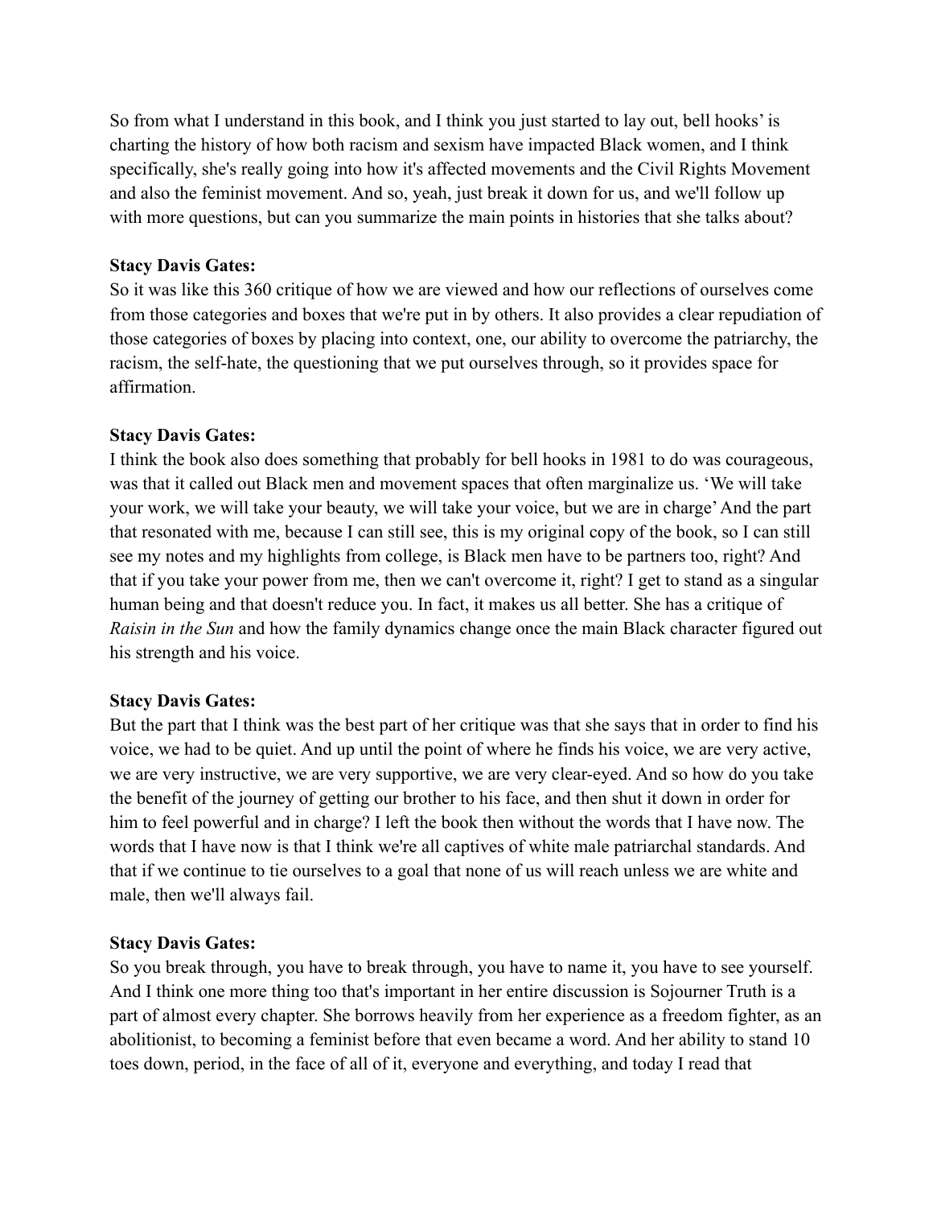So from what I understand in this book, and I think you just started to lay out, bell hooks' is charting the history of how both racism and sexism have impacted Black women, and I think specifically, she's really going into how it's affected movements and the Civil Rights Movement and also the feminist movement. And so, yeah, just break it down for us, and we'll follow up with more questions, but can you summarize the main points in histories that she talks about?

**Stacy Davis Gates:**
So it was like this 360 critique of how we are viewed and how our reflections of ourselves come from those categories and boxes that we're put in by others. It also provides a clear repudiation of those categories of boxes by placing into context, one, our ability to overcome the patriarchy, the racism, the self-hate, the questioning that we put ourselves through, so it provides space for affirmation.

**Stacy Davis Gates:**
I think the book also does something that probably for bell hooks in 1981 to do was courageous, was that it called out Black men and movement spaces that often marginalize us. 'We will take your work, we will take your beauty, we will take your voice, but we are in charge' And the part that resonated with me, because I can still see, this is my original copy of the book, so I can still see my notes and my highlights from college, is Black men have to be partners too, right? And that if you take your power from me, then we can't overcome it, right? I get to stand as a singular human being and that doesn't reduce you. In fact, it makes us all better. She has a critique of *Raisin in the Sun* and how the family dynamics change once the main Black character figured out his strength and his voice.

**Stacy Davis Gates:**
But the part that I think was the best part of her critique was that she says that in order to find his voice, we had to be quiet. And up until the point of where he finds his voice, we are very active, we are very instructive, we are very supportive, we are very clear-eyed. And so how do you take the benefit of the journey of getting our brother to his face, and then shut it down in order for him to feel powerful and in charge? I left the book then without the words that I have now. The words that I have now is that I think we're all captives of white male patriarchal standards. And that if we continue to tie ourselves to a goal that none of us will reach unless we are white and male, then we'll always fail.

**Stacy Davis Gates:**
So you break through, you have to break through, you have to name it, you have to see yourself. And I think one more thing too that's important in her entire discussion is Sojourner Truth is a part of almost every chapter. She borrows heavily from her experience as a freedom fighter, as an abolitionist, to becoming a feminist before that even became a word. And her ability to stand 10 toes down, period, in the face of all of it, everyone and everything, and today I read that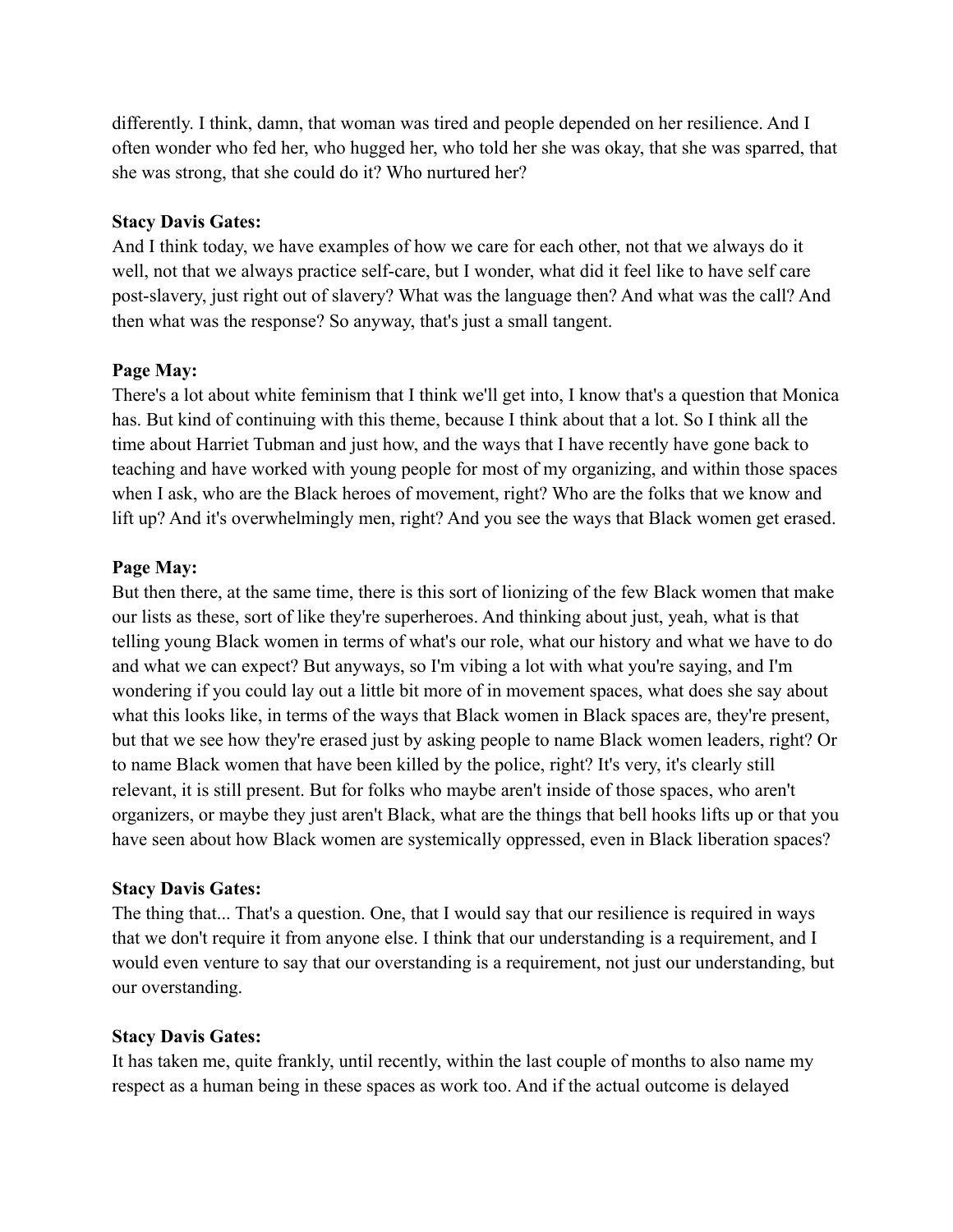differently. I think, damn, that woman was tired and people depended on her resilience. And I often wonder who fed her, who hugged her, who told her she was okay, that she was sparred, that she was strong, that she could do it? Who nurtured her?

**Stacy Davis Gates:**
And I think today, we have examples of how we care for each other, not that we always do it well, not that we always practice self-care, but I wonder, what did it feel like to have self care post-slavery, just right out of slavery? What was the language then? And what was the call? And then what was the response? So anyway, that's just a small tangent.

**Page May:**
There's a lot about white feminism that I think we'll get into, I know that's a question that Monica has. But kind of continuing with this theme, because I think about that a lot. So I think all the time about Harriet Tubman and just how, and the ways that I have recently have gone back to teaching and have worked with young people for most of my organizing, and within those spaces when I ask, who are the Black heroes of movement, right? Who are the folks that we know and lift up? And it's overwhelmingly men, right? And you see the ways that Black women get erased.

**Page May:**
But then there, at the same time, there is this sort of lionizing of the few Black women that make our lists as these, sort of like they're superheroes. And thinking about just, yeah, what is that telling young Black women in terms of what's our role, what our history and what we have to do and what we can expect? But anyways, so I'm vibing a lot with what you're saying, and I'm wondering if you could lay out a little bit more of in movement spaces, what does she say about what this looks like, in terms of the ways that Black women in Black spaces are, they're present, but that we see how they're erased just by asking people to name Black women leaders, right? Or to name Black women that have been killed by the police, right? It's very, it's clearly still relevant, it is still present. But for folks who maybe aren't inside of those spaces, who aren't organizers, or maybe they just aren't Black, what are the things that bell hooks lifts up or that you have seen about how Black women are systemically oppressed, even in Black liberation spaces?

**Stacy Davis Gates:**
The thing that... That's a question. One, that I would say that our resilience is required in ways that we don't require it from anyone else. I think that our understanding is a requirement, and I would even venture to say that our overstanding is a requirement, not just our understanding, but our overstanding.

**Stacy Davis Gates:**
It has taken me, quite frankly, until recently, within the last couple of months to also name my respect as a human being in these spaces as work too. And if the actual outcome is delayed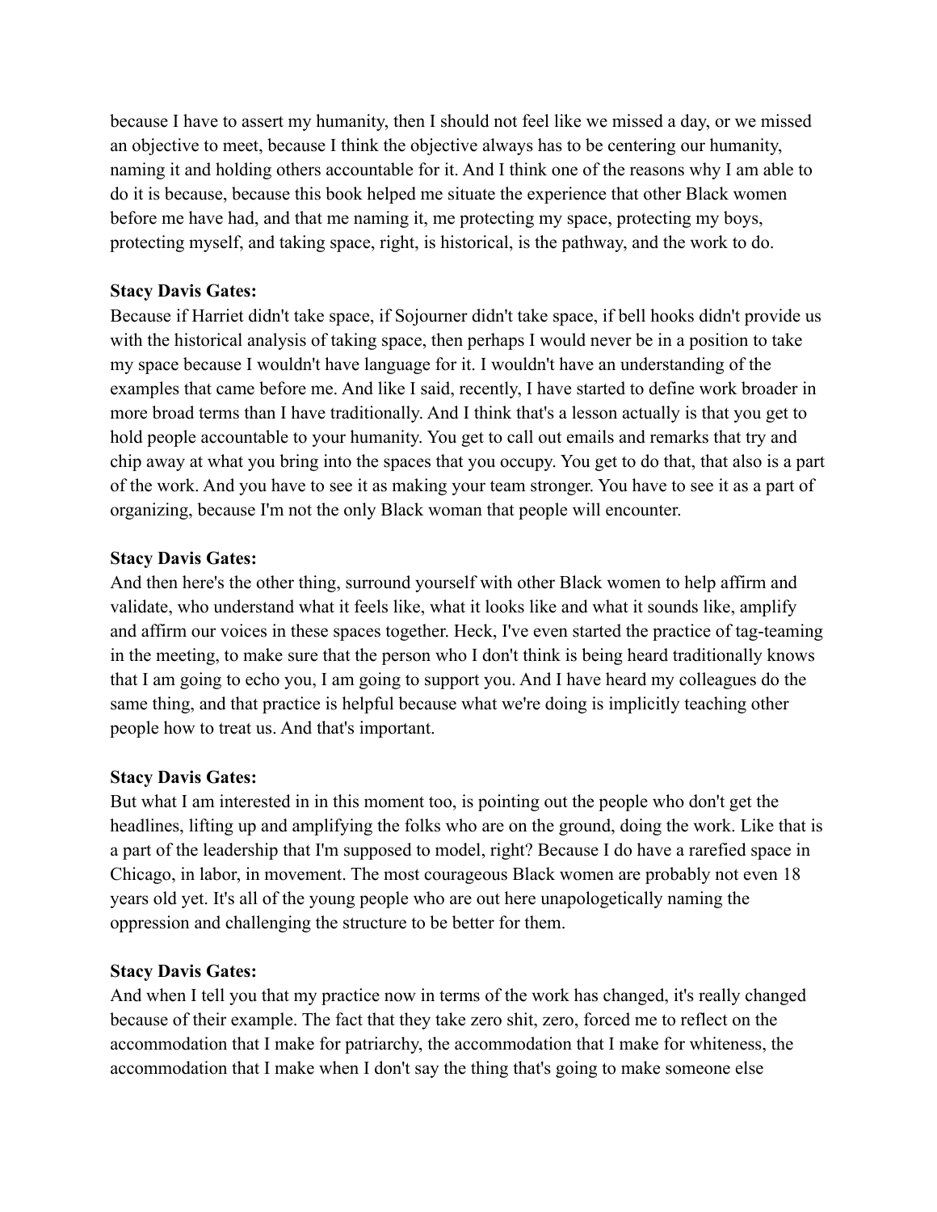because I have to assert my humanity, then I should not feel like we missed a day, or we missed an objective to meet, because I think the objective always has to be centering our humanity, naming it and holding others accountable for it. And I think one of the reasons why I am able to do it is because, because this book helped me situate the experience that other Black women before me have had, and that me naming it, me protecting my space, protecting my boys, protecting myself, and taking space, right, is historical, is the pathway, and the work to do.

**Stacy Davis Gates:**
Because if Harriet didn't take space, if Sojourner didn't take space, if bell hooks didn't provide us with the historical analysis of taking space, then perhaps I would never be in a position to take my space because I wouldn't have language for it. I wouldn't have an understanding of the examples that came before me. And like I said, recently, I have started to define work broader in more broad terms than I have traditionally. And I think that's a lesson actually is that you get to hold people accountable to your humanity. You get to call out emails and remarks that try and chip away at what you bring into the spaces that you occupy. You get to do that, that also is a part of the work. And you have to see it as making your team stronger. You have to see it as a part of organizing, because I'm not the only Black woman that people will encounter.

**Stacy Davis Gates:**
And then here's the other thing, surround yourself with other Black women to help affirm and validate, who understand what it feels like, what it looks like and what it sounds like, amplify and affirm our voices in these spaces together. Heck, I've even started the practice of tag-teaming in the meeting, to make sure that the person who I don't think is being heard traditionally knows that I am going to echo you, I am going to support you. And I have heard my colleagues do the same thing, and that practice is helpful because what we're doing is implicitly teaching other people how to treat us. And that's important.

**Stacy Davis Gates:**
But what I am interested in in this moment too, is pointing out the people who don't get the headlines, lifting up and amplifying the folks who are on the ground, doing the work. Like that is a part of the leadership that I'm supposed to model, right? Because I do have a rarefied space in Chicago, in labor, in movement. The most courageous Black women are probably not even 18 years old yet. It's all of the young people who are out here unapologetically naming the oppression and challenging the structure to be better for them.

**Stacy Davis Gates:**
And when I tell you that my practice now in terms of the work has changed, it's really changed because of their example. The fact that they take zero shit, zero, forced me to reflect on the accommodation that I make for patriarchy, the accommodation that I make for whiteness, the accommodation that I make when I don't say the thing that's going to make someone else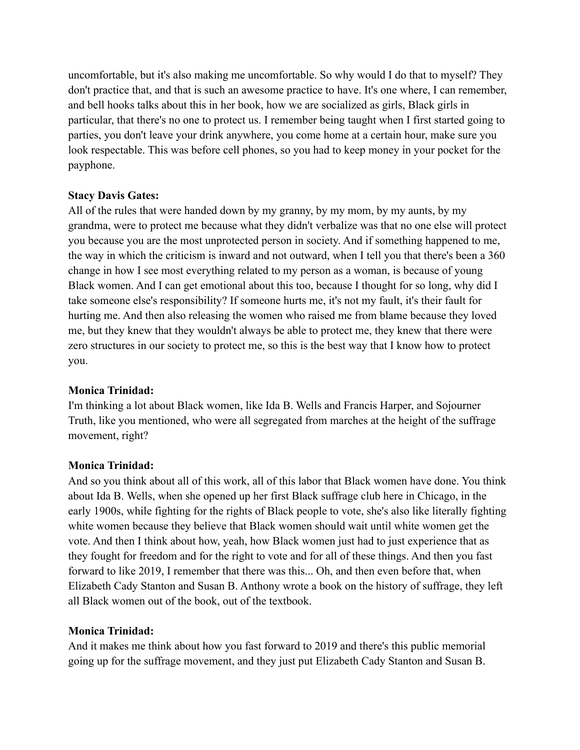uncomfortable, but it's also making me uncomfortable. So why would I do that to myself? They don't practice that, and that is such an awesome practice to have. It's one where, I can remember, and bell hooks talks about this in her book, how we are socialized as girls, Black girls in particular, that there's no one to protect us. I remember being taught when I first started going to parties, you don't leave your drink anywhere, you come home at a certain hour, make sure you look respectable. This was before cell phones, so you had to keep money in your pocket for the payphone.

**Stacy Davis Gates:**
All of the rules that were handed down by my granny, by my mom, by my aunts, by my grandma, were to protect me because what they didn't verbalize was that no one else will protect you because you are the most unprotected person in society. And if something happened to me, the way in which the criticism is inward and not outward, when I tell you that there's been a 360 change in how I see most everything related to my person as a woman, is because of young Black women. And I can get emotional about this too, because I thought for so long, why did I take someone else's responsibility? If someone hurts me, it's not my fault, it's their fault for hurting me. And then also releasing the women who raised me from blame because they loved me, but they knew that they wouldn't always be able to protect me, they knew that there were zero structures in our society to protect me, so this is the best way that I know how to protect you.

**Monica Trinidad:**
I'm thinking a lot about Black women, like Ida B. Wells and Francis Harper, and Sojourner Truth, like you mentioned, who were all segregated from marches at the height of the suffrage movement, right?

**Monica Trinidad:**
And so you think about all of this work, all of this labor that Black women have done. You think about Ida B. Wells, when she opened up her first Black suffrage club here in Chicago, in the early 1900s, while fighting for the rights of Black people to vote, she's also like literally fighting white women because they believe that Black women should wait until white women get the vote. And then I think about how, yeah, how Black women just had to just experience that as they fought for freedom and for the right to vote and for all of these things. And then you fast forward to like 2019, I remember that there was this... Oh, and then even before that, when Elizabeth Cady Stanton and Susan B. Anthony wrote a book on the history of suffrage, they left all Black women out of the book, out of the textbook.

**Monica Trinidad:**
And it makes me think about how you fast forward to 2019 and there's this public memorial going up for the suffrage movement, and they just put Elizabeth Cady Stanton and Susan B.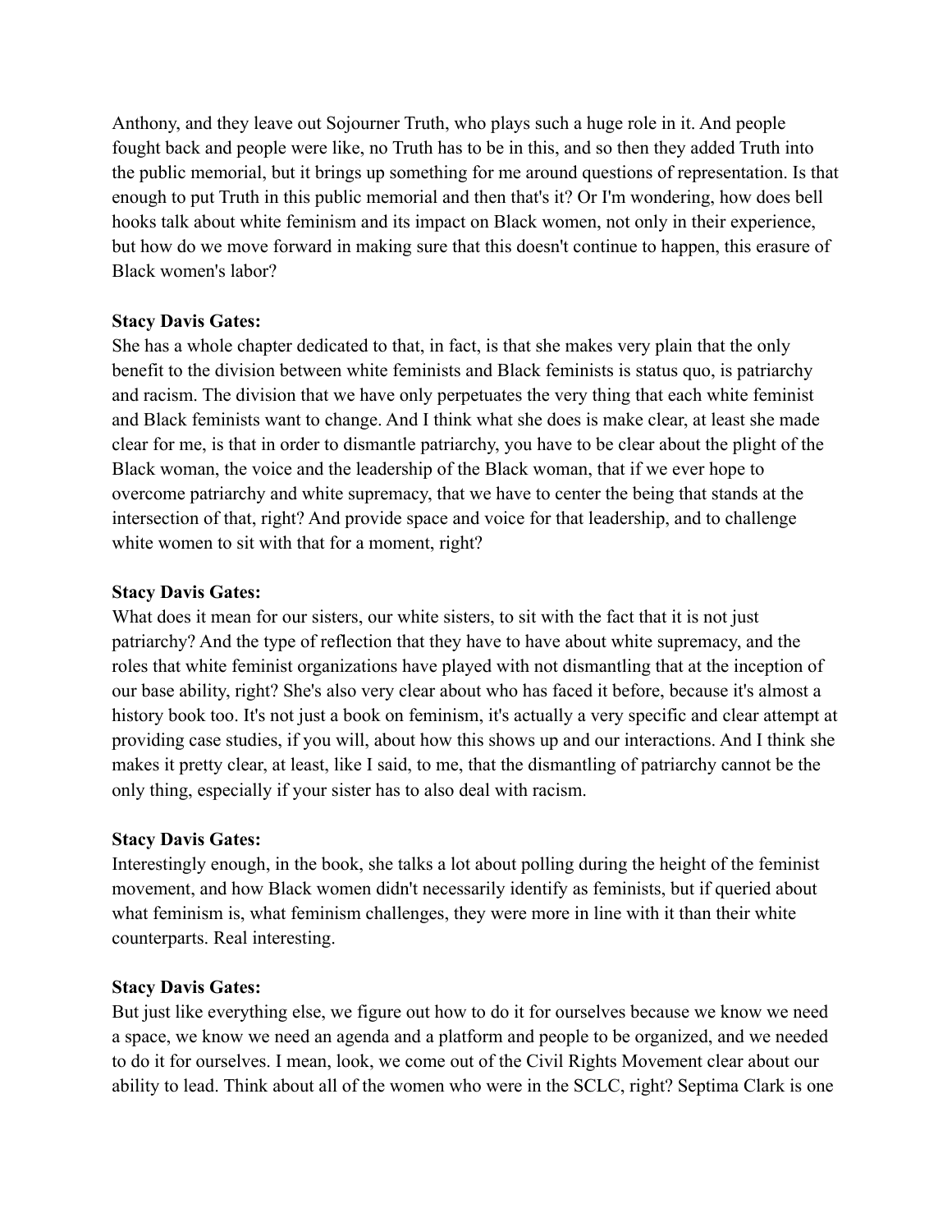Anthony, and they leave out Sojourner Truth, who plays such a huge role in it. And people fought back and people were like, no Truth has to be in this, and so then they added Truth into the public memorial, but it brings up something for me around questions of representation. Is that enough to put Truth in this public memorial and then that's it? Or I'm wondering, how does bell hooks talk about white feminism and its impact on Black women, not only in their experience, but how do we move forward in making sure that this doesn't continue to happen, this erasure of Black women's labor?

**Stacy Davis Gates:**
She has a whole chapter dedicated to that, in fact, is that she makes very plain that the only benefit to the division between white feminists and Black feminists is status quo, is patriarchy and racism. The division that we have only perpetuates the very thing that each white feminist and Black feminists want to change. And I think what she does is make clear, at least she made clear for me, is that in order to dismantle patriarchy, you have to be clear about the plight of the Black woman, the voice and the leadership of the Black woman, that if we ever hope to overcome patriarchy and white supremacy, that we have to center the being that stands at the intersection of that, right? And provide space and voice for that leadership, and to challenge white women to sit with that for a moment, right?

**Stacy Davis Gates:**
What does it mean for our sisters, our white sisters, to sit with the fact that it is not just patriarchy? And the type of reflection that they have to have about white supremacy, and the roles that white feminist organizations have played with not dismantling that at the inception of our base ability, right? She's also very clear about who has faced it before, because it's almost a history book too. It's not just a book on feminism, it's actually a very specific and clear attempt at providing case studies, if you will, about how this shows up and our interactions. And I think she makes it pretty clear, at least, like I said, to me, that the dismantling of patriarchy cannot be the only thing, especially if your sister has to also deal with racism.

**Stacy Davis Gates:**
Interestingly enough, in the book, she talks a lot about polling during the height of the feminist movement, and how Black women didn't necessarily identify as feminists, but if queried about what feminism is, what feminism challenges, they were more in line with it than their white counterparts. Real interesting.

**Stacy Davis Gates:**
But just like everything else, we figure out how to do it for ourselves because we know we need a space, we know we need an agenda and a platform and people to be organized, and we needed to do it for ourselves. I mean, look, we come out of the Civil Rights Movement clear about our ability to lead. Think about all of the women who were in the SCLC, right? Septima Clark is one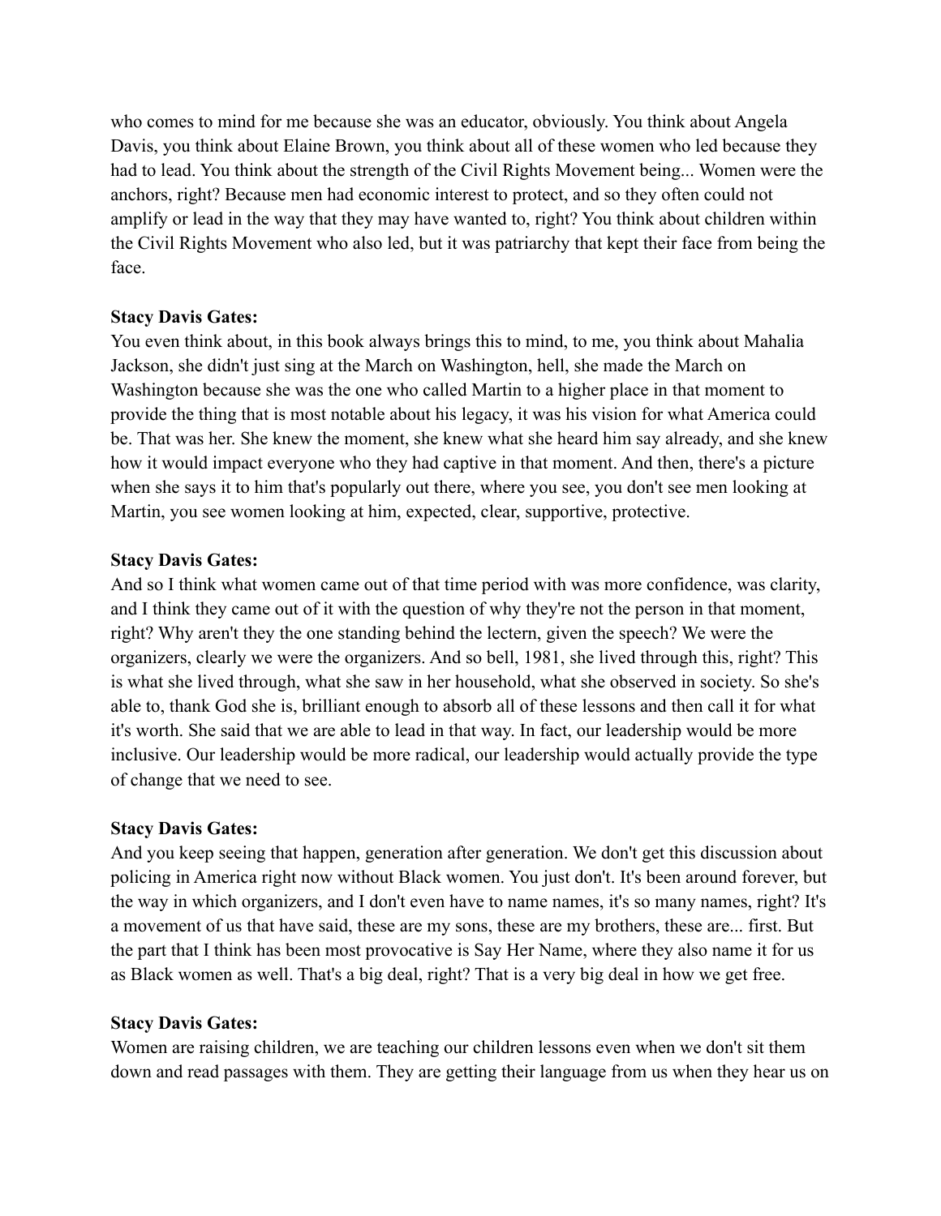who comes to mind for me because she was an educator, obviously. You think about Angela Davis, you think about Elaine Brown, you think about all of these women who led because they had to lead. You think about the strength of the Civil Rights Movement being... Women were the anchors, right? Because men had economic interest to protect, and so they often could not amplify or lead in the way that they may have wanted to, right? You think about children within the Civil Rights Movement who also led, but it was patriarchy that kept their face from being the face.

**Stacy Davis Gates:**
You even think about, in this book always brings this to mind, to me, you think about Mahalia Jackson, she didn't just sing at the March on Washington, hell, she made the March on Washington because she was the one who called Martin to a higher place in that moment to provide the thing that is most notable about his legacy, it was his vision for what America could be. That was her. She knew the moment, she knew what she heard him say already, and she knew how it would impact everyone who they had captive in that moment. And then, there's a picture when she says it to him that's popularly out there, where you see, you don't see men looking at Martin, you see women looking at him, expected, clear, supportive, protective.

**Stacy Davis Gates:**
And so I think what women came out of that time period with was more confidence, was clarity, and I think they came out of it with the question of why they're not the person in that moment, right? Why aren't they the one standing behind the lectern, given the speech? We were the organizers, clearly we were the organizers. And so bell, 1981, she lived through this, right? This is what she lived through, what she saw in her household, what she observed in society. So she's able to, thank God she is, brilliant enough to absorb all of these lessons and then call it for what it's worth. She said that we are able to lead in that way. In fact, our leadership would be more inclusive. Our leadership would be more radical, our leadership would actually provide the type of change that we need to see.

**Stacy Davis Gates:**
And you keep seeing that happen, generation after generation. We don't get this discussion about policing in America right now without Black women. You just don't. It's been around forever, but the way in which organizers, and I don't even have to name names, it's so many names, right? It's a movement of us that have said, these are my sons, these are my brothers, these are... first. But the part that I think has been most provocative is Say Her Name, where they also name it for us as Black women as well. That's a big deal, right? That is a very big deal in how we get free.

**Stacy Davis Gates:**
Women are raising children, we are teaching our children lessons even when we don't sit them down and read passages with them. They are getting their language from us when they hear us on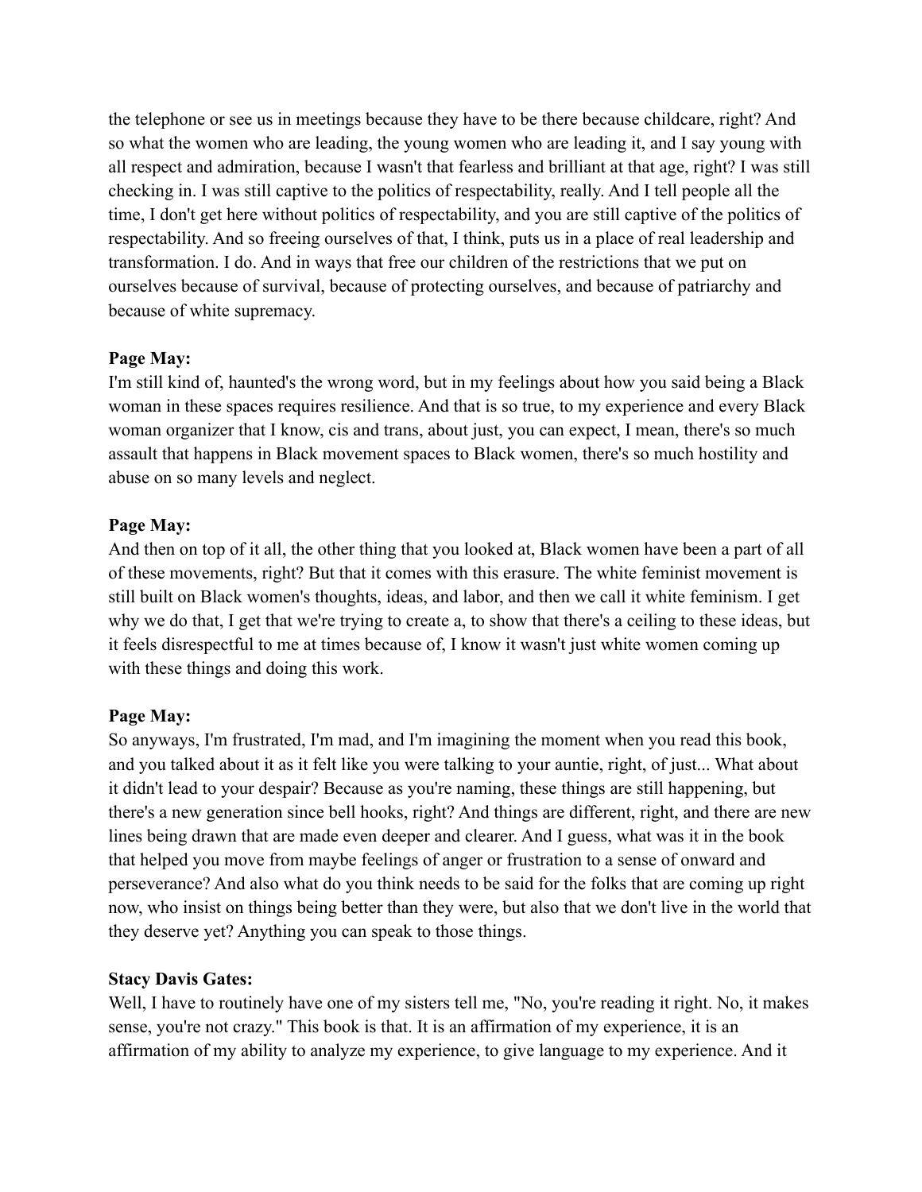the telephone or see us in meetings because they have to be there because childcare, right? And so what the women who are leading, the young women who are leading it, and I say young with all respect and admiration, because I wasn't that fearless and brilliant at that age, right? I was still checking in. I was still captive to the politics of respectability, really. And I tell people all the time, I don't get here without politics of respectability, and you are still captive of the politics of respectability. And so freeing ourselves of that, I think, puts us in a place of real leadership and transformation. I do. And in ways that free our children of the restrictions that we put on ourselves because of survival, because of protecting ourselves, and because of patriarchy and because of white supremacy.

**Page May:**
I'm still kind of, haunted's the wrong word, but in my feelings about how you said being a Black woman in these spaces requires resilience. And that is so true, to my experience and every Black woman organizer that I know, cis and trans, about just, you can expect, I mean, there's so much assault that happens in Black movement spaces to Black women, there's so much hostility and abuse on so many levels and neglect.

**Page May:**
And then on top of it all, the other thing that you looked at, Black women have been a part of all of these movements, right? But that it comes with this erasure. The white feminist movement is still built on Black women's thoughts, ideas, and labor, and then we call it white feminism. I get why we do that, I get that we're trying to create a, to show that there's a ceiling to these ideas, but it feels disrespectful to me at times because of, I know it wasn't just white women coming up with these things and doing this work.

**Page May:**
So anyways, I'm frustrated, I'm mad, and I'm imagining the moment when you read this book, and you talked about it as it felt like you were talking to your auntie, right, of just... What about it didn't lead to your despair? Because as you're naming, these things are still happening, but there's a new generation since bell hooks, right? And things are different, right, and there are new lines being drawn that are made even deeper and clearer. And I guess, what was it in the book that helped you move from maybe feelings of anger or frustration to a sense of onward and perseverance? And also what do you think needs to be said for the folks that are coming up right now, who insist on things being better than they were, but also that we don't live in the world that they deserve yet? Anything you can speak to those things.

**Stacy Davis Gates:**
Well, I have to routinely have one of my sisters tell me, "No, you're reading it right. No, it makes sense, you're not crazy." This book is that. It is an affirmation of my experience, it is an affirmation of my ability to analyze my experience, to give language to my experience. And it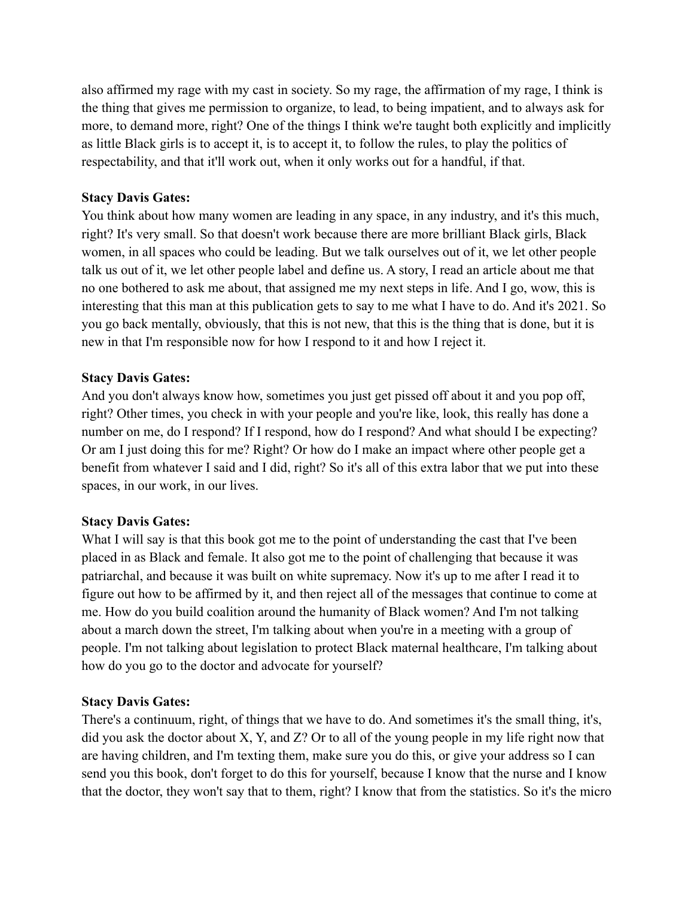also affirmed my rage with my cast in society. So my rage, the affirmation of my rage, I think is the thing that gives me permission to organize, to lead, to being impatient, and to always ask for more, to demand more, right? One of the things I think we're taught both explicitly and implicitly as little Black girls is to accept it, is to accept it, to follow the rules, to play the politics of respectability, and that it'll work out, when it only works out for a handful, if that.

**Stacy Davis Gates:**
You think about how many women are leading in any space, in any industry, and it's this much, right? It's very small. So that doesn't work because there are more brilliant Black girls, Black women, in all spaces who could be leading. But we talk ourselves out of it, we let other people talk us out of it, we let other people label and define us. A story, I read an article about me that no one bothered to ask me about, that assigned me my next steps in life. And I go, wow, this is interesting that this man at this publication gets to say to me what I have to do. And it's 2021. So you go back mentally, obviously, that this is not new, that this is the thing that is done, but it is new in that I'm responsible now for how I respond to it and how I reject it.

**Stacy Davis Gates:**
And you don't always know how, sometimes you just get pissed off about it and you pop off, right? Other times, you check in with your people and you're like, look, this really has done a number on me, do I respond? If I respond, how do I respond? And what should I be expecting? Or am I just doing this for me? Right? Or how do I make an impact where other people get a benefit from whatever I said and I did, right? So it's all of this extra labor that we put into these spaces, in our work, in our lives.

**Stacy Davis Gates:**
What I will say is that this book got me to the point of understanding the cast that I've been placed in as Black and female. It also got me to the point of challenging that because it was patriarchal, and because it was built on white supremacy. Now it's up to me after I read it to figure out how to be affirmed by it, and then reject all of the messages that continue to come at me. How do you build coalition around the humanity of Black women? And I'm not talking about a march down the street, I'm talking about when you're in a meeting with a group of people. I'm not talking about legislation to protect Black maternal healthcare, I'm talking about how do you go to the doctor and advocate for yourself?

**Stacy Davis Gates:**
There's a continuum, right, of things that we have to do. And sometimes it's the small thing, it's, did you ask the doctor about X, Y, and Z? Or to all of the young people in my life right now that are having children, and I'm texting them, make sure you do this, or give your address so I can send you this book, don't forget to do this for yourself, because I know that the nurse and I know that the doctor, they won't say that to them, right? I know that from the statistics. So it's the micro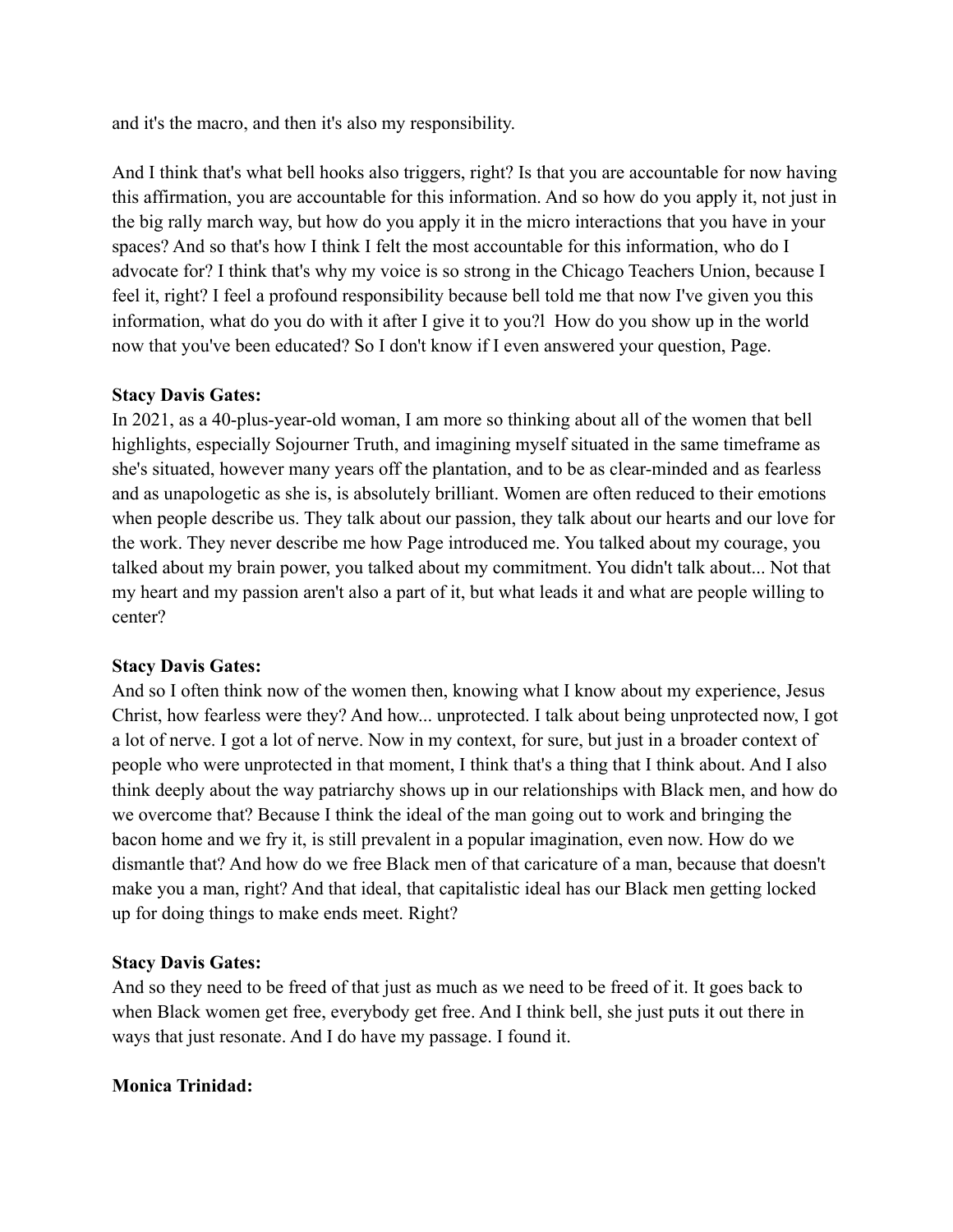and it's the macro, and then it's also my responsibility.

And I think that's what bell hooks also triggers, right? Is that you are accountable for now having this affirmation, you are accountable for this information. And so how do you apply it, not just in the big rally march way, but how do you apply it in the micro interactions that you have in your spaces? And so that's how I think I felt the most accountable for this information, who do I advocate for? I think that's why my voice is so strong in the Chicago Teachers Union, because I feel it, right? I feel a profound responsibility because bell told me that now I've given you this information, what do you do with it after I give it to you?l  How do you show up in the world now that you've been educated? So I don't know if I even answered your question, Page.

**Stacy Davis Gates:**
In 2021, as a 40-plus-year-old woman, I am more so thinking about all of the women that bell highlights, especially Sojourner Truth, and imagining myself situated in the same timeframe as she's situated, however many years off the plantation, and to be as clear-minded and as fearless and as unapologetic as she is, is absolutely brilliant. Women are often reduced to their emotions when people describe us. They talk about our passion, they talk about our hearts and our love for the work. They never describe me how Page introduced me. You talked about my courage, you talked about my brain power, you talked about my commitment. You didn't talk about... Not that my heart and my passion aren't also a part of it, but what leads it and what are people willing to center?

**Stacy Davis Gates:**
And so I often think now of the women then, knowing what I know about my experience, Jesus Christ, how fearless were they? And how... unprotected. I talk about being unprotected now, I got a lot of nerve. I got a lot of nerve. Now in my context, for sure, but just in a broader context of people who were unprotected in that moment, I think that's a thing that I think about. And I also think deeply about the way patriarchy shows up in our relationships with Black men, and how do we overcome that? Because I think the ideal of the man going out to work and bringing the bacon home and we fry it, is still prevalent in a popular imagination, even now. How do we dismantle that? And how do we free Black men of that caricature of a man, because that doesn't make you a man, right? And that ideal, that capitalistic ideal has our Black men getting locked up for doing things to make ends meet. Right?

**Stacy Davis Gates:**
And so they need to be freed of that just as much as we need to be freed of it. It goes back to when Black women get free, everybody get free. And I think bell, she just puts it out there in ways that just resonate. And I do have my passage. I found it.

**Monica Trinidad:**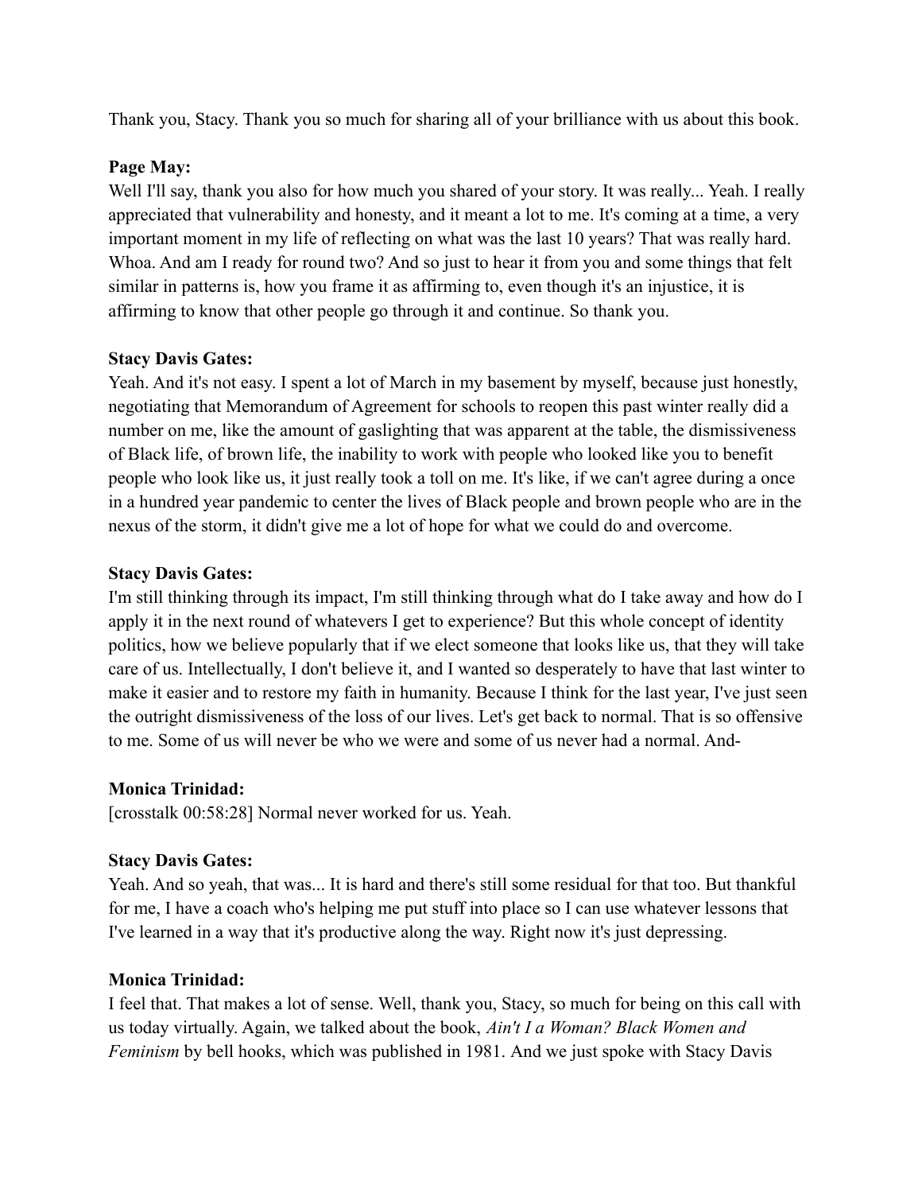Thank you, Stacy. Thank you so much for sharing all of your brilliance with us about this book.

**Page May:**
Well I'll say, thank you also for how much you shared of your story. It was really... Yeah. I really appreciated that vulnerability and honesty, and it meant a lot to me. It's coming at a time, a very important moment in my life of reflecting on what was the last 10 years? That was really hard. Whoa. And am I ready for round two? And so just to hear it from you and some things that felt similar in patterns is, how you frame it as affirming to, even though it's an injustice, it is affirming to know that other people go through it and continue. So thank you.

**Stacy Davis Gates:**
Yeah. And it's not easy. I spent a lot of March in my basement by myself, because just honestly, negotiating that Memorandum of Agreement for schools to reopen this past winter really did a number on me, like the amount of gaslighting that was apparent at the table, the dismissiveness of Black life, of brown life, the inability to work with people who looked like you to benefit people who look like us, it just really took a toll on me. It's like, if we can't agree during a once in a hundred year pandemic to center the lives of Black people and brown people who are in the nexus of the storm, it didn't give me a lot of hope for what we could do and overcome.

**Stacy Davis Gates:**
I'm still thinking through its impact, I'm still thinking through what do I take away and how do I apply it in the next round of whatevers I get to experience? But this whole concept of identity politics, how we believe popularly that if we elect someone that looks like us, that they will take care of us. Intellectually, I don't believe it, and I wanted so desperately to have that last winter to make it easier and to restore my faith in humanity. Because I think for the last year, I've just seen the outright dismissiveness of the loss of our lives. Let's get back to normal. That is so offensive to me. Some of us will never be who we were and some of us never had a normal. And-

**Monica Trinidad:**
[crosstalk 00:58:28] Normal never worked for us. Yeah.

**Stacy Davis Gates:**
Yeah. And so yeah, that was... It is hard and there's still some residual for that too. But thankful for me, I have a coach who's helping me put stuff into place so I can use whatever lessons that I've learned in a way that it's productive along the way. Right now it's just depressing.

**Monica Trinidad:**
I feel that. That makes a lot of sense. Well, thank you, Stacy, so much for being on this call with us today virtually. Again, we talked about the book, *Ain't I a Woman? Black Women and Feminism* by bell hooks, which was published in 1981. And we just spoke with Stacy Davis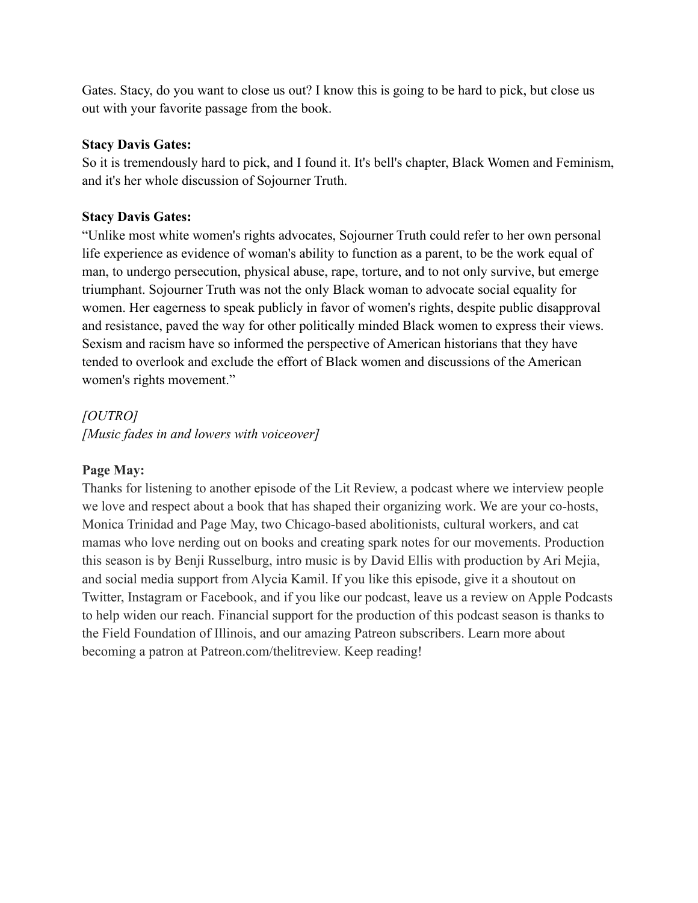Gates. Stacy, do you want to close us out? I know this is going to be hard to pick, but close us out with your favorite passage from the book.

**Stacy Davis Gates:**
So it is tremendously hard to pick, and I found it. It's bell's chapter, Black Women and Feminism, and it's her whole discussion of Sojourner Truth.

**Stacy Davis Gates:**
"Unlike most white women's rights advocates, Sojourner Truth could refer to her own personal life experience as evidence of woman's ability to function as a parent, to be the work equal of man, to undergo persecution, physical abuse, rape, torture, and to not only survive, but emerge triumphant. Sojourner Truth was not the only Black woman to advocate social equality for women. Her eagerness to speak publicly in favor of women's rights, despite public disapproval and resistance, paved the way for other politically minded Black women to express their views. Sexism and racism have so informed the perspective of American historians that they have tended to overlook and exclude the effort of Black women and discussions of the American women's rights movement."

*[OUTRO]*
*[Music fades in and lowers with voiceover]*

**Page May:**
Thanks for listening to another episode of the Lit Review, a podcast where we interview people we love and respect about a book that has shaped their organizing work. We are your co-hosts, Monica Trinidad and Page May, two Chicago-based abolitionists, cultural workers, and cat mamas who love nerding out on books and creating spark notes for our movements. Production this season is by Benji Russelburg, intro music is by David Ellis with production by Ari Mejia, and social media support from Alycia Kamil. If you like this episode, give it a shoutout on Twitter, Instagram or Facebook, and if you like our podcast, leave us a review on Apple Podcasts to help widen our reach. Financial support for the production of this podcast season is thanks to the Field Foundation of Illinois, and our amazing Patreon subscribers. Learn more about becoming a patron at Patreon.com/thelitreview. Keep reading!